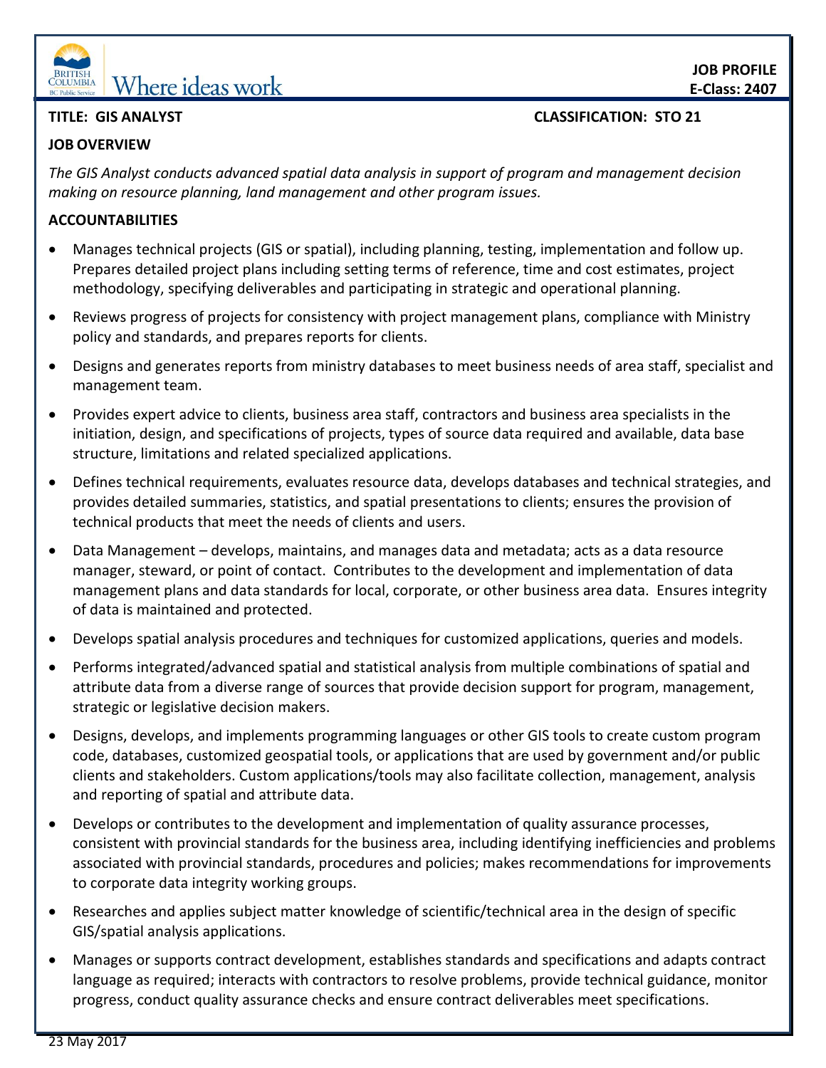**JOB PROFILE**
**E-Class: 2407**

**TITLE: GIS ANALYST** **CLASSIFICATION: STO 21**

## JOB OVERVIEW

*The GIS Analyst conducts advanced spatial data analysis in support of program and management decision making on resource planning, land management and other program issues.*

## ACCOUNTABILITIES

- Manages technical projects (GIS or spatial), including planning, testing, implementation and follow up. Prepares detailed project plans including setting terms of reference, time and cost estimates, project methodology, specifying deliverables and participating in strategic and operational planning.
- Reviews progress of projects for consistency with project management plans, compliance with Ministry policy and standards, and prepares reports for clients.
- Designs and generates reports from ministry databases to meet business needs of area staff, specialist and management team.
- Provides expert advice to clients, business area staff, contractors and business area specialists in the initiation, design, and specifications of projects, types of source data required and available, data base structure, limitations and related specialized applications.
- Defines technical requirements, evaluates resource data, develops databases and technical strategies, and provides detailed summaries, statistics, and spatial presentations to clients; ensures the provision of technical products that meet the needs of clients and users.
- Data Management – develops, maintains, and manages data and metadata; acts as a data resource manager, steward, or point of contact. Contributes to the development and implementation of data management plans and data standards for local, corporate, or other business area data. Ensures integrity of data is maintained and protected.
- Develops spatial analysis procedures and techniques for customized applications, queries and models.
- Performs integrated/advanced spatial and statistical analysis from multiple combinations of spatial and attribute data from a diverse range of sources that provide decision support for program, management, strategic or legislative decision makers.
- Designs, develops, and implements programming languages or other GIS tools to create custom program code, databases, customized geospatial tools, or applications that are used by government and/or public clients and stakeholders. Custom applications/tools may also facilitate collection, management, analysis and reporting of spatial and attribute data.
- Develops or contributes to the development and implementation of quality assurance processes, consistent with provincial standards for the business area, including identifying inefficiencies and problems associated with provincial standards, procedures and policies; makes recommendations for improvements to corporate data integrity working groups.
- Researches and applies subject matter knowledge of scientific/technical area in the design of specific GIS/spatial analysis applications.
- Manages or supports contract development, establishes standards and specifications and adapts contract language as required; interacts with contractors to resolve problems, provide technical guidance, monitor progress, conduct quality assurance checks and ensure contract deliverables meet specifications.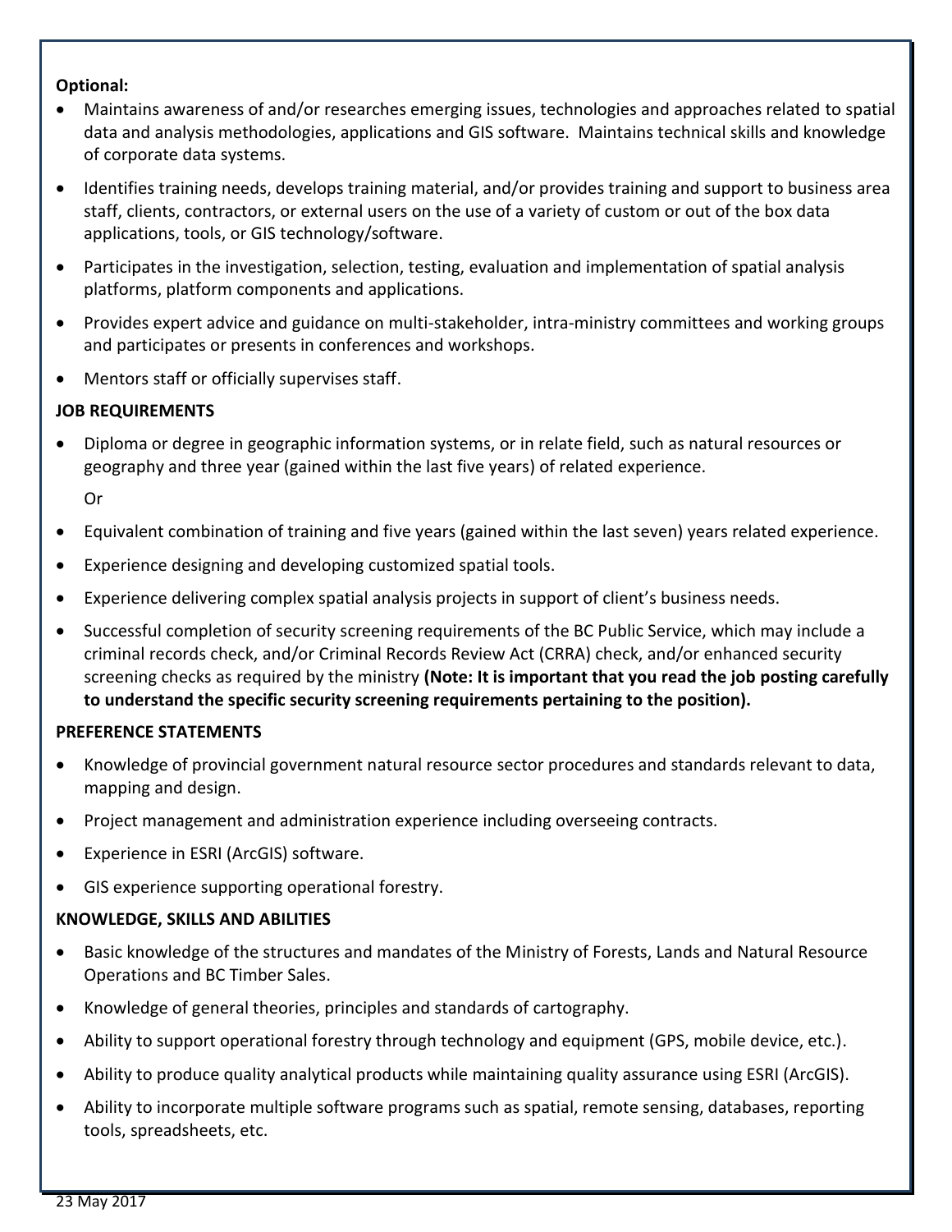**Optional:**

- Maintains awareness of and/or researches emerging issues, technologies and approaches related to spatial data and analysis methodologies, applications and GIS software. Maintains technical skills and knowledge of corporate data systems.
- Identifies training needs, develops training material, and/or provides training and support to business area staff, clients, contractors, or external users on the use of a variety of custom or out of the box data applications, tools, or GIS technology/software.
- Participates in the investigation, selection, testing, evaluation and implementation of spatial analysis platforms, platform components and applications.
- Provides expert advice and guidance on multi-stakeholder, intra-ministry committees and working groups and participates or presents in conferences and workshops.
- Mentors staff or officially supervises staff.

**JOB REQUIREMENTS**

- Diploma or degree in geographic information systems, or in relate field, such as natural resources or geography and three year (gained within the last five years) of related experience.

  Or

- Equivalent combination of training and five years (gained within the last seven) years related experience.
- Experience designing and developing customized spatial tools.
- Experience delivering complex spatial analysis projects in support of client's business needs.
- Successful completion of security screening requirements of the BC Public Service, which may include a criminal records check, and/or Criminal Records Review Act (CRRA) check, and/or enhanced security screening checks as required by the ministry **(Note: It is important that you read the job posting carefully to understand the specific security screening requirements pertaining to the position).**

**PREFERENCE STATEMENTS**

- Knowledge of provincial government natural resource sector procedures and standards relevant to data, mapping and design.
- Project management and administration experience including overseeing contracts.
- Experience in ESRI (ArcGIS) software.
- GIS experience supporting operational forestry.

**KNOWLEDGE, SKILLS AND ABILITIES**

- Basic knowledge of the structures and mandates of the Ministry of Forests, Lands and Natural Resource Operations and BC Timber Sales.
- Knowledge of general theories, principles and standards of cartography.
- Ability to support operational forestry through technology and equipment (GPS, mobile device, etc.).
- Ability to produce quality analytical products while maintaining quality assurance using ESRI (ArcGIS).
- Ability to incorporate multiple software programs such as spatial, remote sensing, databases, reporting tools, spreadsheets, etc.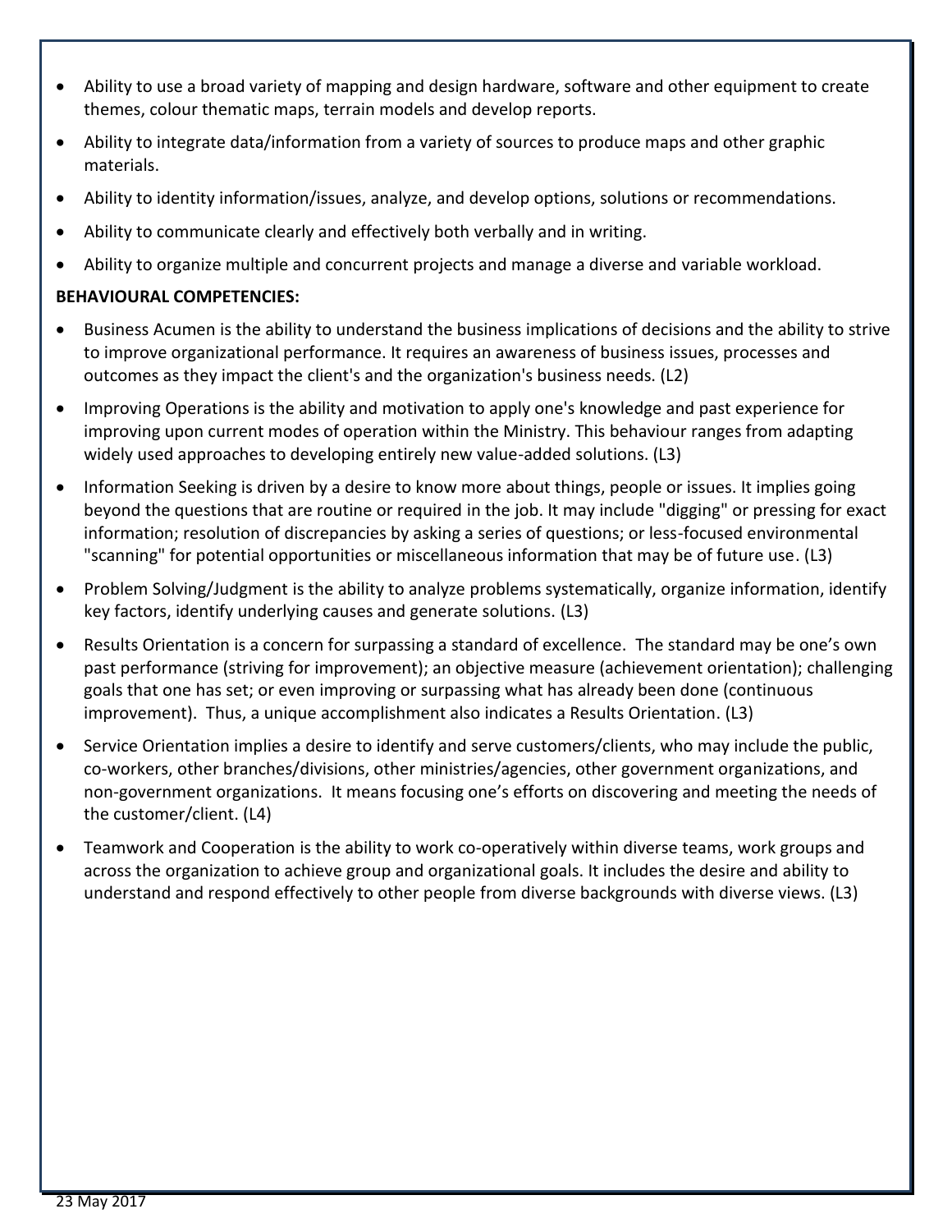- Ability to use a broad variety of mapping and design hardware, software and other equipment to create themes, colour thematic maps, terrain models and develop reports.
- Ability to integrate data/information from a variety of sources to produce maps and other graphic materials.
- Ability to identity information/issues, analyze, and develop options, solutions or recommendations.
- Ability to communicate clearly and effectively both verbally and in writing.
- Ability to organize multiple and concurrent projects and manage a diverse and variable workload.

**BEHAVIOURAL COMPETENCIES:**

- Business Acumen is the ability to understand the business implications of decisions and the ability to strive to improve organizational performance. It requires an awareness of business issues, processes and outcomes as they impact the client's and the organization's business needs. (L2)
- Improving Operations is the ability and motivation to apply one's knowledge and past experience for improving upon current modes of operation within the Ministry. This behaviour ranges from adapting widely used approaches to developing entirely new value-added solutions. (L3)
- Information Seeking is driven by a desire to know more about things, people or issues. It implies going beyond the questions that are routine or required in the job. It may include "digging" or pressing for exact information; resolution of discrepancies by asking a series of questions; or less-focused environmental "scanning" for potential opportunities or miscellaneous information that may be of future use. (L3)
- Problem Solving/Judgment is the ability to analyze problems systematically, organize information, identify key factors, identify underlying causes and generate solutions. (L3)
- Results Orientation is a concern for surpassing a standard of excellence. The standard may be one's own past performance (striving for improvement); an objective measure (achievement orientation); challenging goals that one has set; or even improving or surpassing what has already been done (continuous improvement). Thus, a unique accomplishment also indicates a Results Orientation. (L3)
- Service Orientation implies a desire to identify and serve customers/clients, who may include the public, co-workers, other branches/divisions, other ministries/agencies, other government organizations, and non-government organizations. It means focusing one's efforts on discovering and meeting the needs of the customer/client. (L4)
- Teamwork and Cooperation is the ability to work co-operatively within diverse teams, work groups and across the organization to achieve group and organizational goals. It includes the desire and ability to understand and respond effectively to other people from diverse backgrounds with diverse views. (L3)